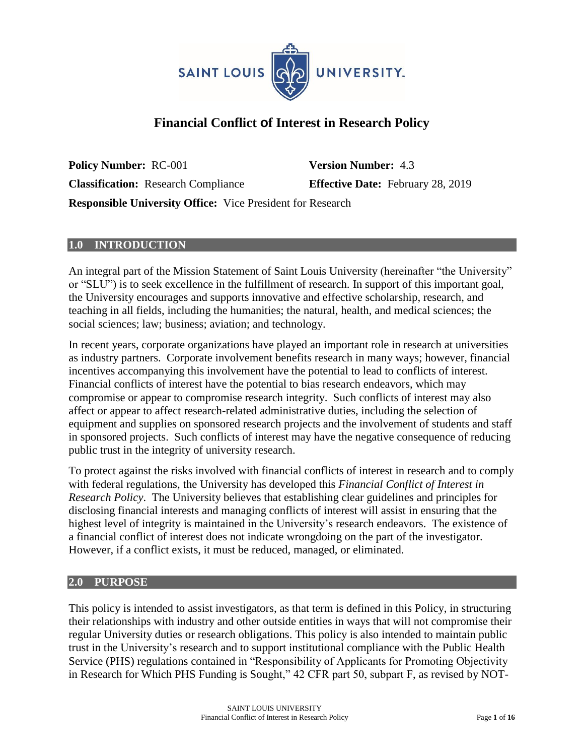# Financial Conflict of Interest in Research Policy

**Policy Number:** RC-001 **Version Number:** 4.3

**Classification:** Research Compliance **Effective Date:** February 28, 2019

**Responsible University Office:** Vice President for Research

## 1.0 INTRODUCTION

An integral part of the Mission Statement of Saint Louis University (hereinafter "the University" or "SLU") is to seek excellence in the fulfillment of research. In support of this important goal, the University encourages and supports innovative and effective scholarship, research, and teaching in all fields, including the humanities; the natural, health, and medical sciences; the social sciences; law; business; aviation; and technology.

In recent years, corporate organizations have played an important role in research at universities as industry partners. Corporate involvement benefits research in many ways; however, financial incentives accompanying this involvement have the potential to lead to conflicts of interest. Financial conflicts of interest have the potential to bias research endeavors, which may compromise or appear to compromise research integrity. Such conflicts of interest may also affect or appear to affect research-related administrative duties, including the selection of equipment and supplies on sponsored research projects and the involvement of students and staff in sponsored projects. Such conflicts of interest may have the negative consequence of reducing public trust in the integrity of university research.

To protect against the risks involved with financial conflicts of interest in research and to comply with federal regulations, the University has developed this *Financial Conflict of Interest in Research Policy*. The University believes that establishing clear guidelines and principles for disclosing financial interests and managing conflicts of interest will assist in ensuring that the highest level of integrity is maintained in the University's research endeavors. The existence of a financial conflict of interest does not indicate wrongdoing on the part of the investigator. However, if a conflict exists, it must be reduced, managed, or eliminated.

## 2.0 PURPOSE

This policy is intended to assist investigators, as that term is defined in this Policy, in structuring their relationships with industry and other outside entities in ways that will not compromise their regular University duties or research obligations. This policy is also intended to maintain public trust in the University's research and to support institutional compliance with the Public Health Service (PHS) regulations contained in "Responsibility of Applicants for Promoting Objectivity in Research for Which PHS Funding is Sought," 42 CFR part 50, subpart F, as revised by NOT-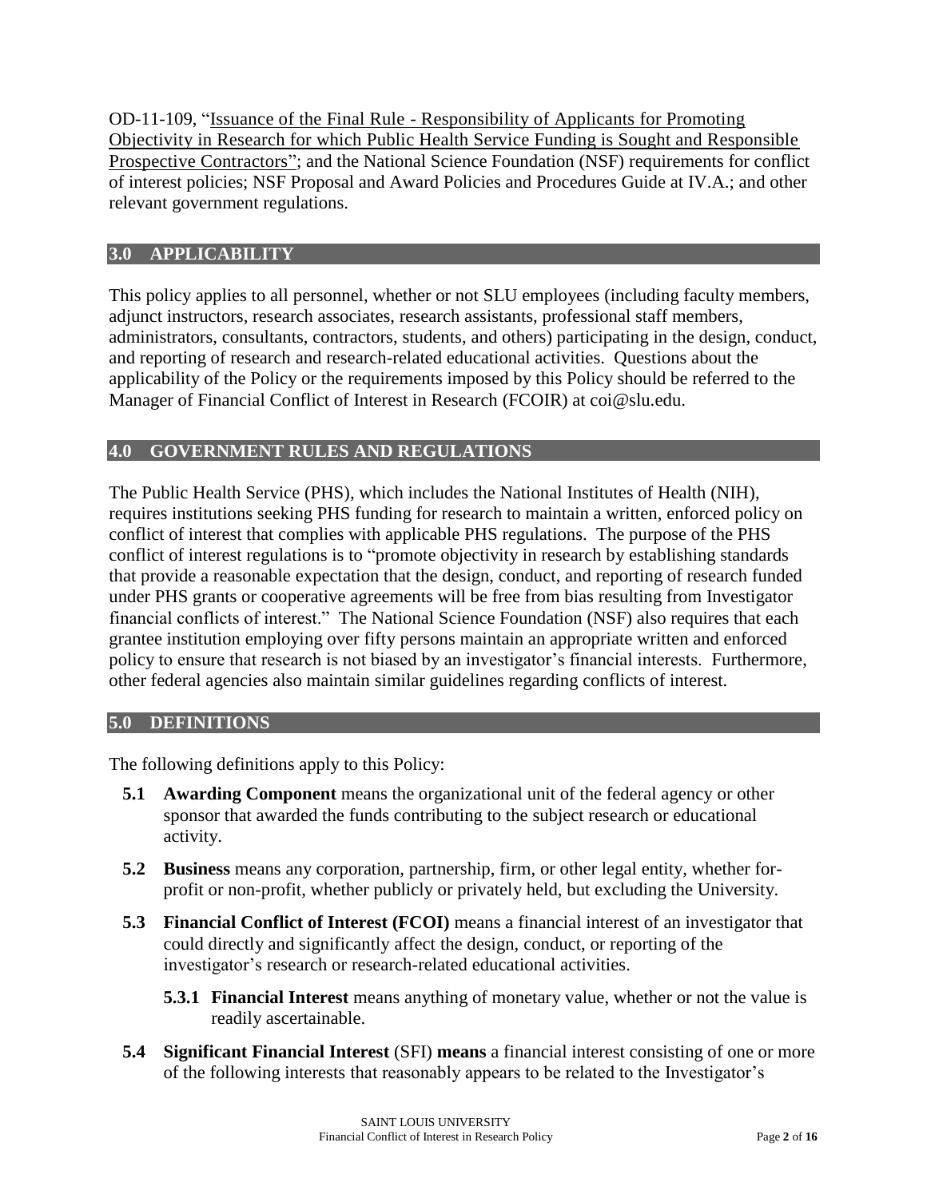OD-11-109, "Issuance of the Final Rule - Responsibility of Applicants for Promoting Objectivity in Research for which Public Health Service Funding is Sought and Responsible Prospective Contractors"; and the National Science Foundation (NSF) requirements for conflict of interest policies; NSF Proposal and Award Policies and Procedures Guide at IV.A.; and other relevant government regulations.

## 3.0 APPLICABILITY

This policy applies to all personnel, whether or not SLU employees (including faculty members, adjunct instructors, research associates, research assistants, professional staff members, administrators, consultants, contractors, students, and others) participating in the design, conduct, and reporting of research and research-related educational activities. Questions about the applicability of the Policy or the requirements imposed by this Policy should be referred to the Manager of Financial Conflict of Interest in Research (FCOIR) at coi@slu.edu.

## 4.0 GOVERNMENT RULES AND REGULATIONS

The Public Health Service (PHS), which includes the National Institutes of Health (NIH), requires institutions seeking PHS funding for research to maintain a written, enforced policy on conflict of interest that complies with applicable PHS regulations. The purpose of the PHS conflict of interest regulations is to "promote objectivity in research by establishing standards that provide a reasonable expectation that the design, conduct, and reporting of research funded under PHS grants or cooperative agreements will be free from bias resulting from Investigator financial conflicts of interest." The National Science Foundation (NSF) also requires that each grantee institution employing over fifty persons maintain an appropriate written and enforced policy to ensure that research is not biased by an investigator's financial interests. Furthermore, other federal agencies also maintain similar guidelines regarding conflicts of interest.

## 5.0 DEFINITIONS

The following definitions apply to this Policy:

- **5.1 Awarding Component** means the organizational unit of the federal agency or other sponsor that awarded the funds contributing to the subject research or educational activity.
- **5.2 Business** means any corporation, partnership, firm, or other legal entity, whether for-profit or non-profit, whether publicly or privately held, but excluding the University.
- **5.3 Financial Conflict of Interest (FCOI)** means a financial interest of an investigator that could directly and significantly affect the design, conduct, or reporting of the investigator's research or research-related educational activities.
  - **5.3.1 Financial Interest** means anything of monetary value, whether or not the value is readily ascertainable.
- **5.4 Significant Financial Interest** (SFI) **means** a financial interest consisting of one or more of the following interests that reasonably appears to be related to the Investigator's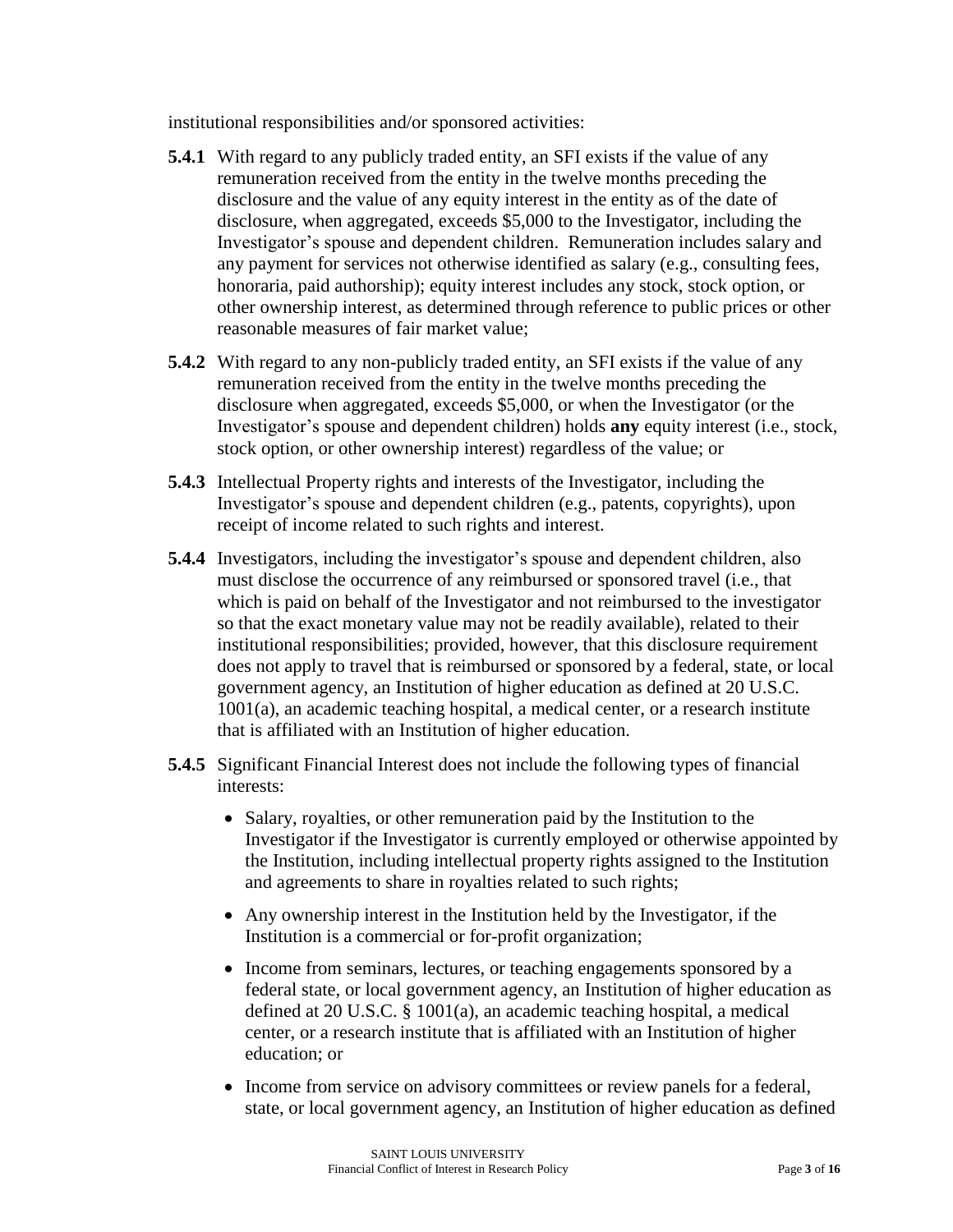institutional responsibilities and/or sponsored activities:

**5.4.1** With regard to any publicly traded entity, an SFI exists if the value of any remuneration received from the entity in the twelve months preceding the disclosure and the value of any equity interest in the entity as of the date of disclosure, when aggregated, exceeds $5,000 to the Investigator, including the Investigator's spouse and dependent children. Remuneration includes salary and any payment for services not otherwise identified as salary (e.g., consulting fees, honoraria, paid authorship); equity interest includes any stock, stock option, or other ownership interest, as determined through reference to public prices or other reasonable measures of fair market value;

**5.4.2** With regard to any non-publicly traded entity, an SFI exists if the value of any remuneration received from the entity in the twelve months preceding the disclosure when aggregated, exceeds $5,000, or when the Investigator (or the Investigator's spouse and dependent children) holds **any** equity interest (i.e., stock, stock option, or other ownership interest) regardless of the value; or

**5.4.3** Intellectual Property rights and interests of the Investigator, including the Investigator's spouse and dependent children (e.g., patents, copyrights), upon receipt of income related to such rights and interest.

**5.4.4** Investigators, including the investigator's spouse and dependent children, also must disclose the occurrence of any reimbursed or sponsored travel (i.e., that which is paid on behalf of the Investigator and not reimbursed to the investigator so that the exact monetary value may not be readily available), related to their institutional responsibilities; provided, however, that this disclosure requirement does not apply to travel that is reimbursed or sponsored by a federal, state, or local government agency, an Institution of higher education as defined at 20 U.S.C. 1001(a), an academic teaching hospital, a medical center, or a research institute that is affiliated with an Institution of higher education.

**5.4.5** Significant Financial Interest does not include the following types of financial interests:

- Salary, royalties, or other remuneration paid by the Institution to the Investigator if the Investigator is currently employed or otherwise appointed by the Institution, including intellectual property rights assigned to the Institution and agreements to share in royalties related to such rights;
- Any ownership interest in the Institution held by the Investigator, if the Institution is a commercial or for-profit organization;
- Income from seminars, lectures, or teaching engagements sponsored by a federal state, or local government agency, an Institution of higher education as defined at 20 U.S.C. § 1001(a), an academic teaching hospital, a medical center, or a research institute that is affiliated with an Institution of higher education; or
- Income from service on advisory committees or review panels for a federal, state, or local government agency, an Institution of higher education as defined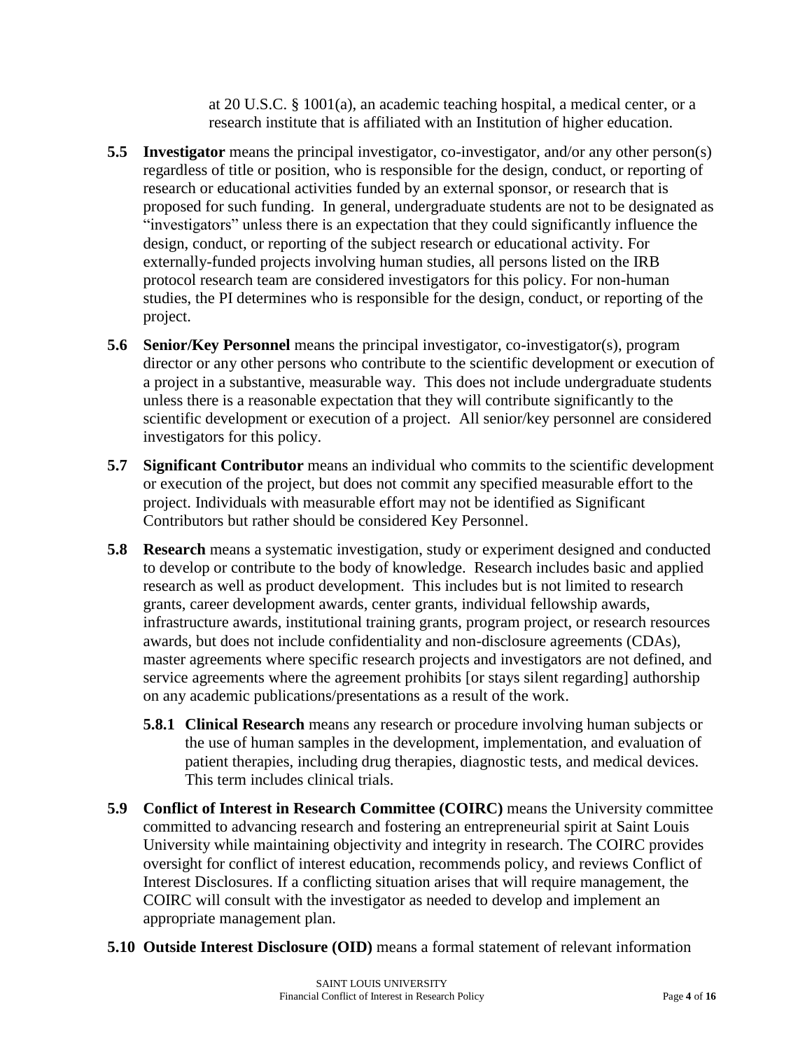at 20 U.S.C. § 1001(a), an academic teaching hospital, a medical center, or a research institute that is affiliated with an Institution of higher education.

**5.5 Investigator** means the principal investigator, co-investigator, and/or any other person(s) regardless of title or position, who is responsible for the design, conduct, or reporting of research or educational activities funded by an external sponsor, or research that is proposed for such funding. In general, undergraduate students are not to be designated as "investigators" unless there is an expectation that they could significantly influence the design, conduct, or reporting of the subject research or educational activity. For externally-funded projects involving human studies, all persons listed on the IRB protocol research team are considered investigators for this policy. For non-human studies, the PI determines who is responsible for the design, conduct, or reporting of the project.

**5.6 Senior/Key Personnel** means the principal investigator, co-investigator(s), program director or any other persons who contribute to the scientific development or execution of a project in a substantive, measurable way. This does not include undergraduate students unless there is a reasonable expectation that they will contribute significantly to the scientific development or execution of a project. All senior/key personnel are considered investigators for this policy.

**5.7 Significant Contributor** means an individual who commits to the scientific development or execution of the project, but does not commit any specified measurable effort to the project. Individuals with measurable effort may not be identified as Significant Contributors but rather should be considered Key Personnel.

**5.8 Research** means a systematic investigation, study or experiment designed and conducted to develop or contribute to the body of knowledge. Research includes basic and applied research as well as product development. This includes but is not limited to research grants, career development awards, center grants, individual fellowship awards, infrastructure awards, institutional training grants, program project, or research resources awards, but does not include confidentiality and non-disclosure agreements (CDAs), master agreements where specific research projects and investigators are not defined, and service agreements where the agreement prohibits [or stays silent regarding] authorship on any academic publications/presentations as a result of the work.

**5.8.1 Clinical Research** means any research or procedure involving human subjects or the use of human samples in the development, implementation, and evaluation of patient therapies, including drug therapies, diagnostic tests, and medical devices. This term includes clinical trials.

**5.9 Conflict of Interest in Research Committee (COIRC)** means the University committee committed to advancing research and fostering an entrepreneurial spirit at Saint Louis University while maintaining objectivity and integrity in research. The COIRC provides oversight for conflict of interest education, recommends policy, and reviews Conflict of Interest Disclosures. If a conflicting situation arises that will require management, the COIRC will consult with the investigator as needed to develop and implement an appropriate management plan.

**5.10 Outside Interest Disclosure (OID)** means a formal statement of relevant information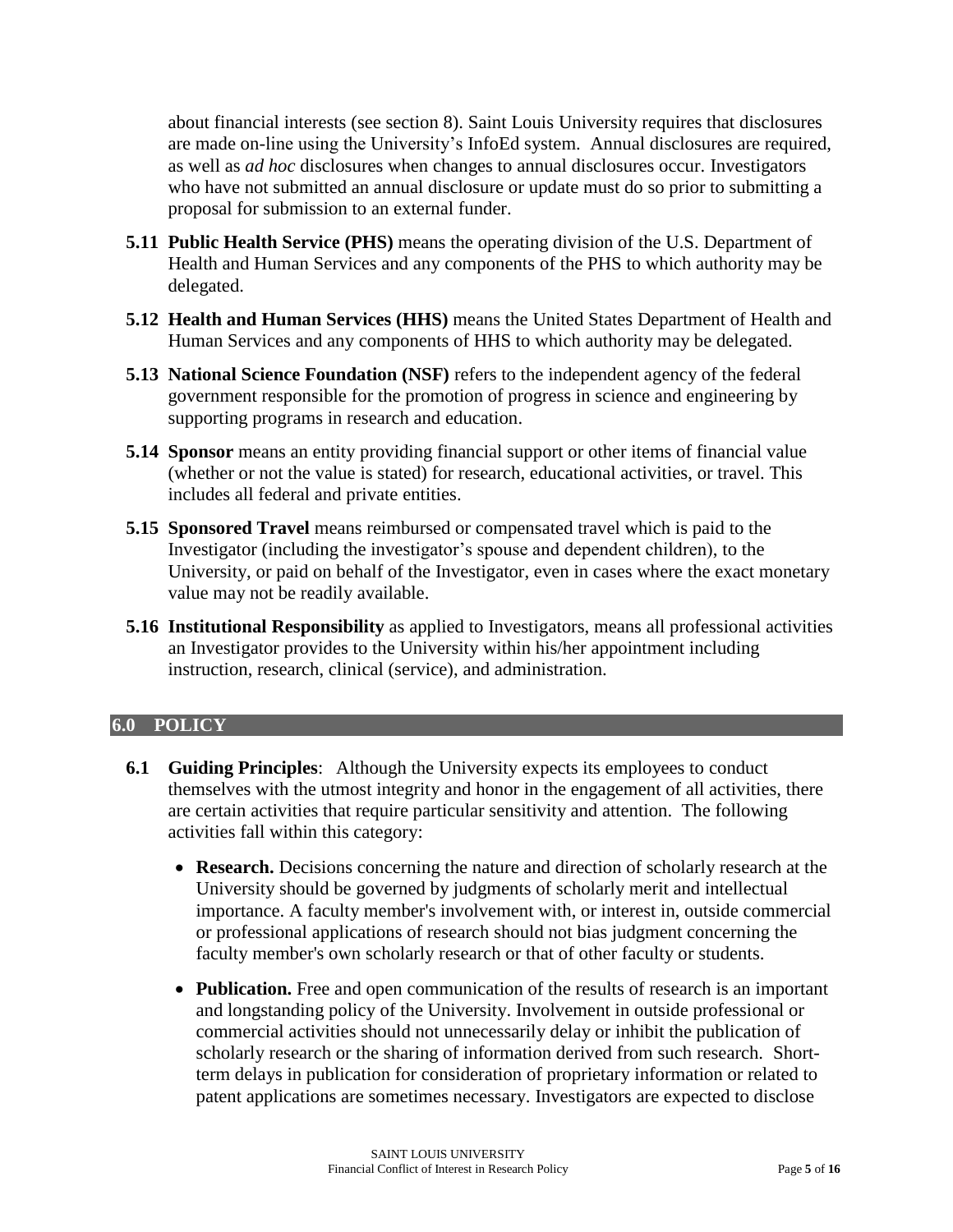about financial interests (see section 8). Saint Louis University requires that disclosures are made on-line using the University's InfoEd system. Annual disclosures are required, as well as *ad hoc* disclosures when changes to annual disclosures occur. Investigators who have not submitted an annual disclosure or update must do so prior to submitting a proposal for submission to an external funder.

**5.11 Public Health Service (PHS)** means the operating division of the U.S. Department of Health and Human Services and any components of the PHS to which authority may be delegated.

**5.12 Health and Human Services (HHS)** means the United States Department of Health and Human Services and any components of HHS to which authority may be delegated.

**5.13 National Science Foundation (NSF)** refers to the independent agency of the federal government responsible for the promotion of progress in science and engineering by supporting programs in research and education.

**5.14 Sponsor** means an entity providing financial support or other items of financial value (whether or not the value is stated) for research, educational activities, or travel. This includes all federal and private entities.

**5.15 Sponsored Travel** means reimbursed or compensated travel which is paid to the Investigator (including the investigator's spouse and dependent children), to the University, or paid on behalf of the Investigator, even in cases where the exact monetary value may not be readily available.

**5.16 Institutional Responsibility** as applied to Investigators, means all professional activities an Investigator provides to the University within his/her appointment including instruction, research, clinical (service), and administration.

## 6.0 POLICY

**6.1 Guiding Principles**: Although the University expects its employees to conduct themselves with the utmost integrity and honor in the engagement of all activities, there are certain activities that require particular sensitivity and attention. The following activities fall within this category:

- **Research.** Decisions concerning the nature and direction of scholarly research at the University should be governed by judgments of scholarly merit and intellectual importance. A faculty member's involvement with, or interest in, outside commercial or professional applications of research should not bias judgment concerning the faculty member's own scholarly research or that of other faculty or students.
- **Publication.** Free and open communication of the results of research is an important and longstanding policy of the University. Involvement in outside professional or commercial activities should not unnecessarily delay or inhibit the publication of scholarly research or the sharing of information derived from such research. Short-term delays in publication for consideration of proprietary information or related to patent applications are sometimes necessary. Investigators are expected to disclose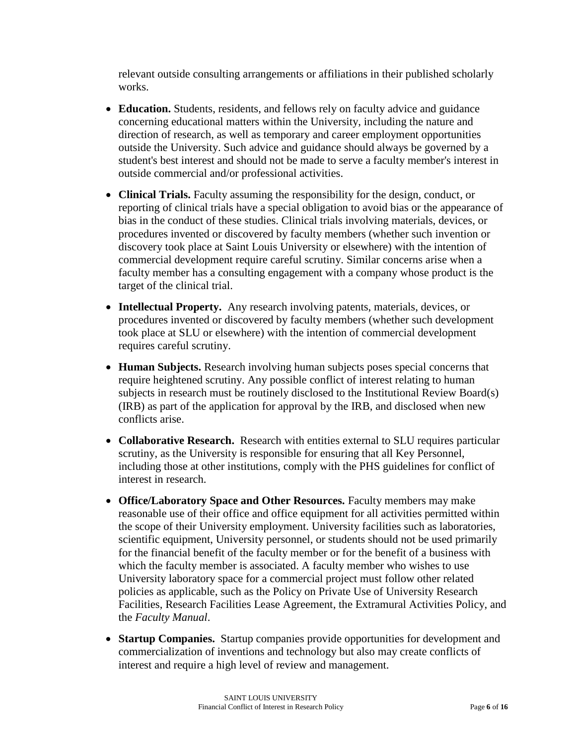relevant outside consulting arrangements or affiliations in their published scholarly works.

- **Education.** Students, residents, and fellows rely on faculty advice and guidance concerning educational matters within the University, including the nature and direction of research, as well as temporary and career employment opportunities outside the University. Such advice and guidance should always be governed by a student's best interest and should not be made to serve a faculty member's interest in outside commercial and/or professional activities.
- **Clinical Trials.** Faculty assuming the responsibility for the design, conduct, or reporting of clinical trials have a special obligation to avoid bias or the appearance of bias in the conduct of these studies. Clinical trials involving materials, devices, or procedures invented or discovered by faculty members (whether such invention or discovery took place at Saint Louis University or elsewhere) with the intention of commercial development require careful scrutiny. Similar concerns arise when a faculty member has a consulting engagement with a company whose product is the target of the clinical trial.
- **Intellectual Property.** Any research involving patents, materials, devices, or procedures invented or discovered by faculty members (whether such development took place at SLU or elsewhere) with the intention of commercial development requires careful scrutiny.
- **Human Subjects.** Research involving human subjects poses special concerns that require heightened scrutiny. Any possible conflict of interest relating to human subjects in research must be routinely disclosed to the Institutional Review Board(s) (IRB) as part of the application for approval by the IRB, and disclosed when new conflicts arise.
- **Collaborative Research.** Research with entities external to SLU requires particular scrutiny, as the University is responsible for ensuring that all Key Personnel, including those at other institutions, comply with the PHS guidelines for conflict of interest in research.
- **Office/Laboratory Space and Other Resources.** Faculty members may make reasonable use of their office and office equipment for all activities permitted within the scope of their University employment. University facilities such as laboratories, scientific equipment, University personnel, or students should not be used primarily for the financial benefit of the faculty member or for the benefit of a business with which the faculty member is associated. A faculty member who wishes to use University laboratory space for a commercial project must follow other related policies as applicable, such as the Policy on Private Use of University Research Facilities, Research Facilities Lease Agreement, the Extramural Activities Policy, and the *Faculty Manual*.
- **Startup Companies.** Startup companies provide opportunities for development and commercialization of inventions and technology but also may create conflicts of interest and require a high level of review and management.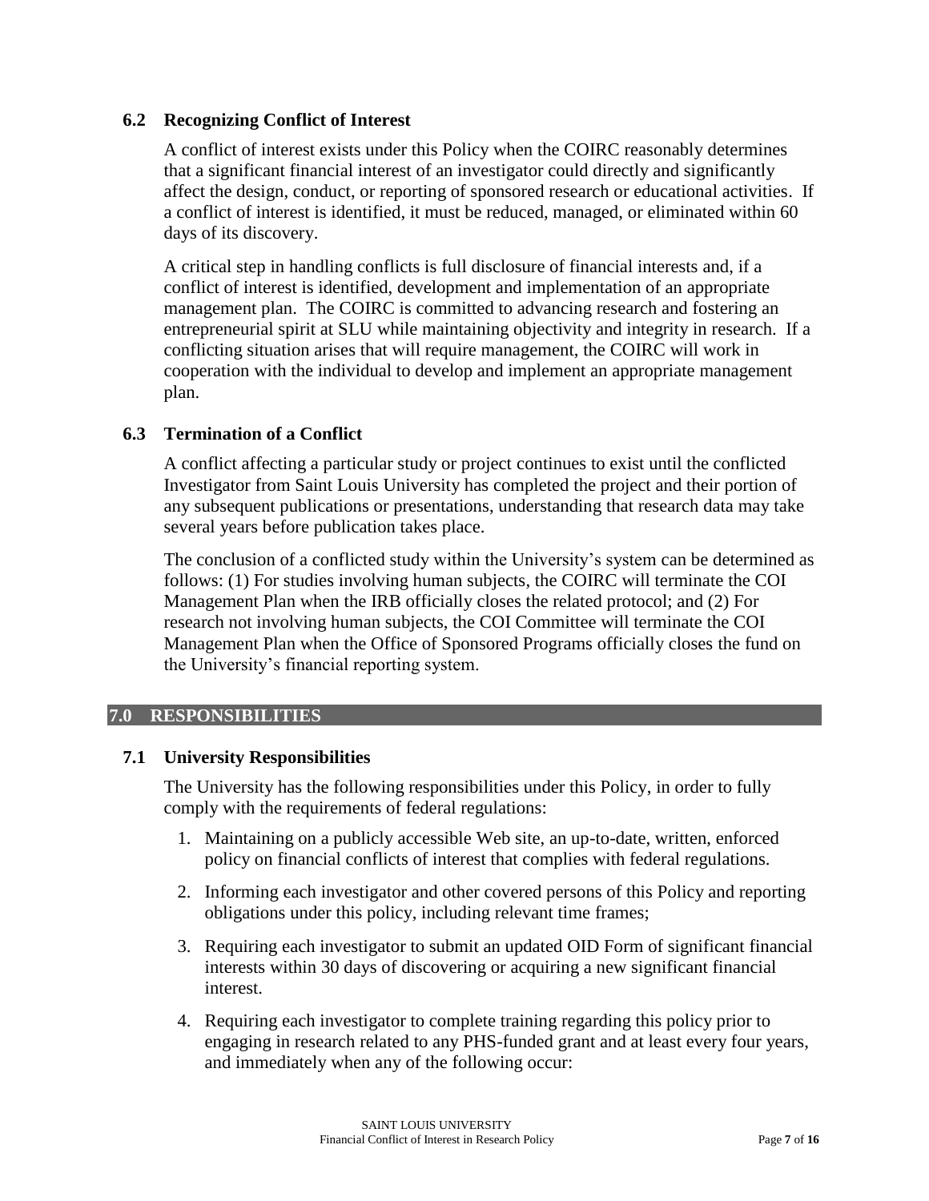### 6.2 Recognizing Conflict of Interest

A conflict of interest exists under this Policy when the COIRC reasonably determines that a significant financial interest of an investigator could directly and significantly affect the design, conduct, or reporting of sponsored research or educational activities. If a conflict of interest is identified, it must be reduced, managed, or eliminated within 60 days of its discovery.

A critical step in handling conflicts is full disclosure of financial interests and, if a conflict of interest is identified, development and implementation of an appropriate management plan. The COIRC is committed to advancing research and fostering an entrepreneurial spirit at SLU while maintaining objectivity and integrity in research. If a conflicting situation arises that will require management, the COIRC will work in cooperation with the individual to develop and implement an appropriate management plan.

### 6.3 Termination of a Conflict

A conflict affecting a particular study or project continues to exist until the conflicted Investigator from Saint Louis University has completed the project and their portion of any subsequent publications or presentations, understanding that research data may take several years before publication takes place.

The conclusion of a conflicted study within the University's system can be determined as follows: (1) For studies involving human subjects, the COIRC will terminate the COI Management Plan when the IRB officially closes the related protocol; and (2) For research not involving human subjects, the COI Committee will terminate the COI Management Plan when the Office of Sponsored Programs officially closes the fund on the University's financial reporting system.

## 7.0 RESPONSIBILITIES

### 7.1 University Responsibilities

The University has the following responsibilities under this Policy, in order to fully comply with the requirements of federal regulations:

1. Maintaining on a publicly accessible Web site, an up-to-date, written, enforced policy on financial conflicts of interest that complies with federal regulations.
2. Informing each investigator and other covered persons of this Policy and reporting obligations under this policy, including relevant time frames;
3. Requiring each investigator to submit an updated OID Form of significant financial interests within 30 days of discovering or acquiring a new significant financial interest.
4. Requiring each investigator to complete training regarding this policy prior to engaging in research related to any PHS-funded grant and at least every four years, and immediately when any of the following occur: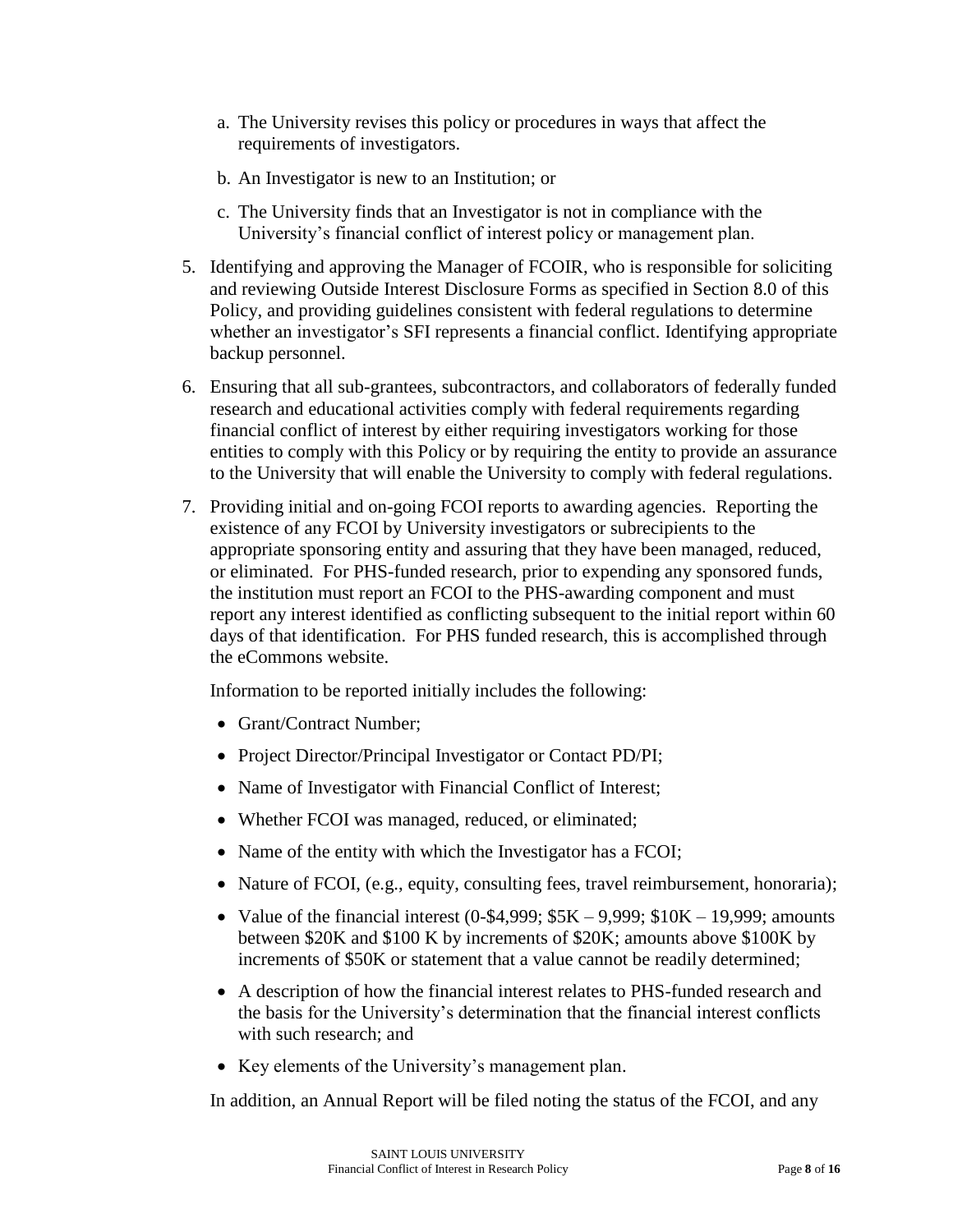a. The University revises this policy or procedures in ways that affect the requirements of investigators.

  b. An Investigator is new to an Institution; or

  c. The University finds that an Investigator is not in compliance with the University's financial conflict of interest policy or management plan.

5. Identifying and approving the Manager of FCOIR, who is responsible for soliciting and reviewing Outside Interest Disclosure Forms as specified in Section 8.0 of this Policy, and providing guidelines consistent with federal regulations to determine whether an investigator's SFI represents a financial conflict. Identifying appropriate backup personnel.

6. Ensuring that all sub-grantees, subcontractors, and collaborators of federally funded research and educational activities comply with federal requirements regarding financial conflict of interest by either requiring investigators working for those entities to comply with this Policy or by requiring the entity to provide an assurance to the University that will enable the University to comply with federal regulations.

7. Providing initial and on-going FCOI reports to awarding agencies. Reporting the existence of any FCOI by University investigators or subrecipients to the appropriate sponsoring entity and assuring that they have been managed, reduced, or eliminated. For PHS-funded research, prior to expending any sponsored funds, the institution must report an FCOI to the PHS-awarding component and must report any interest identified as conflicting subsequent to the initial report within 60 days of that identification. For PHS funded research, this is accomplished through the eCommons website.

   Information to be reported initially includes the following:

   - Grant/Contract Number;
   - Project Director/Principal Investigator or Contact PD/PI;
   - Name of Investigator with Financial Conflict of Interest;
   - Whether FCOI was managed, reduced, or eliminated;
   - Name of the entity with which the Investigator has a FCOI;
   - Nature of FCOI, (e.g., equity, consulting fees, travel reimbursement, honoraria);
   - Value of the financial interest (0-$4,999; $5K – 9,999; $10K – 19,999; amounts between $20K and $100 K by increments of $20K; amounts above $100K by increments of $50K or statement that a value cannot be readily determined;
   - A description of how the financial interest relates to PHS-funded research and the basis for the University's determination that the financial interest conflicts with such research; and
   - Key elements of the University's management plan.

   In addition, an Annual Report will be filed noting the status of the FCOI, and any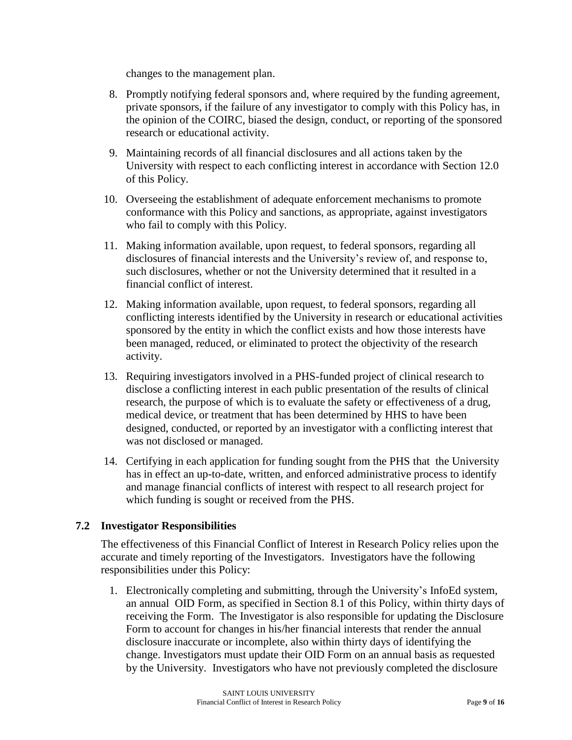changes to the management plan.

8. Promptly notifying federal sponsors and, where required by the funding agreement, private sponsors, if the failure of any investigator to comply with this Policy has, in the opinion of the COIRC, biased the design, conduct, or reporting of the sponsored research or educational activity.
9. Maintaining records of all financial disclosures and all actions taken by the University with respect to each conflicting interest in accordance with Section 12.0 of this Policy.
10. Overseeing the establishment of adequate enforcement mechanisms to promote conformance with this Policy and sanctions, as appropriate, against investigators who fail to comply with this Policy.
11. Making information available, upon request, to federal sponsors, regarding all disclosures of financial interests and the University's review of, and response to, such disclosures, whether or not the University determined that it resulted in a financial conflict of interest.
12. Making information available, upon request, to federal sponsors, regarding all conflicting interests identified by the University in research or educational activities sponsored by the entity in which the conflict exists and how those interests have been managed, reduced, or eliminated to protect the objectivity of the research activity.
13. Requiring investigators involved in a PHS-funded project of clinical research to disclose a conflicting interest in each public presentation of the results of clinical research, the purpose of which is to evaluate the safety or effectiveness of a drug, medical device, or treatment that has been determined by HHS to have been designed, conducted, or reported by an investigator with a conflicting interest that was not disclosed or managed.
14. Certifying in each application for funding sought from the PHS that the University has in effect an up-to-date, written, and enforced administrative process to identify and manage financial conflicts of interest with respect to all research project for which funding is sought or received from the PHS.

### 7.2 Investigator Responsibilities

The effectiveness of this Financial Conflict of Interest in Research Policy relies upon the accurate and timely reporting of the Investigators. Investigators have the following responsibilities under this Policy:

1. Electronically completing and submitting, through the University's InfoEd system, an annual OID Form, as specified in Section 8.1 of this Policy, within thirty days of receiving the Form. The Investigator is also responsible for updating the Disclosure Form to account for changes in his/her financial interests that render the annual disclosure inaccurate or incomplete, also within thirty days of identifying the change. Investigators must update their OID Form on an annual basis as requested by the University. Investigators who have not previously completed the disclosure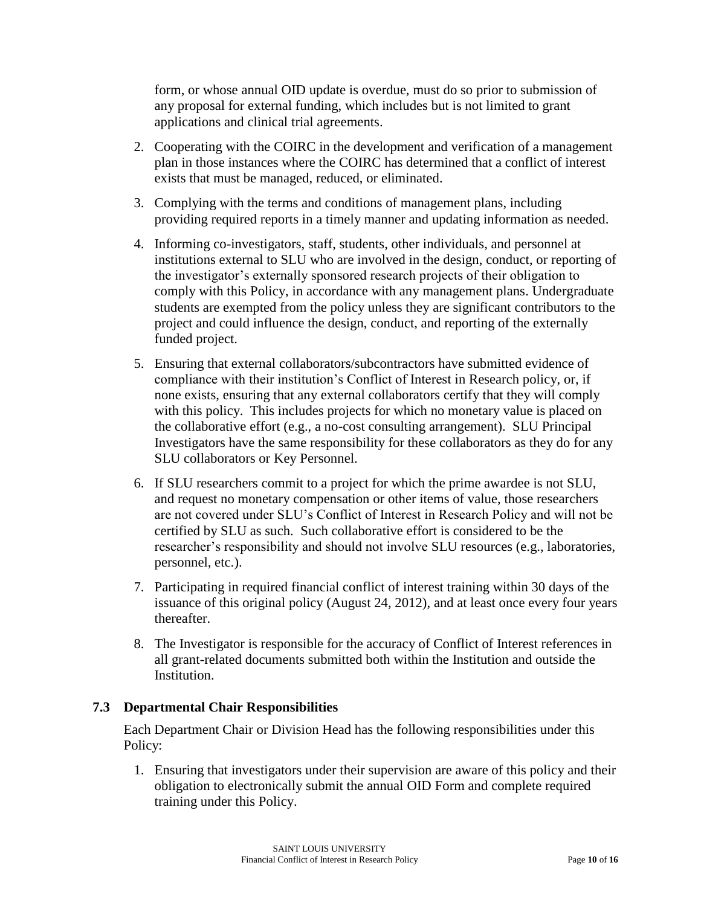form, or whose annual OID update is overdue, must do so prior to submission of any proposal for external funding, which includes but is not limited to grant applications and clinical trial agreements.

2. Cooperating with the COIRC in the development and verification of a management plan in those instances where the COIRC has determined that a conflict of interest exists that must be managed, reduced, or eliminated.

3. Complying with the terms and conditions of management plans, including providing required reports in a timely manner and updating information as needed.

4. Informing co-investigators, staff, students, other individuals, and personnel at institutions external to SLU who are involved in the design, conduct, or reporting of the investigator's externally sponsored research projects of their obligation to comply with this Policy, in accordance with any management plans. Undergraduate students are exempted from the policy unless they are significant contributors to the project and could influence the design, conduct, and reporting of the externally funded project.

5. Ensuring that external collaborators/subcontractors have submitted evidence of compliance with their institution's Conflict of Interest in Research policy, or, if none exists, ensuring that any external collaborators certify that they will comply with this policy. This includes projects for which no monetary value is placed on the collaborative effort (e.g., a no-cost consulting arrangement). SLU Principal Investigators have the same responsibility for these collaborators as they do for any SLU collaborators or Key Personnel.

6. If SLU researchers commit to a project for which the prime awardee is not SLU, and request no monetary compensation or other items of value, those researchers are not covered under SLU's Conflict of Interest in Research Policy and will not be certified by SLU as such. Such collaborative effort is considered to be the researcher's responsibility and should not involve SLU resources (e.g., laboratories, personnel, etc.).

7. Participating in required financial conflict of interest training within 30 days of the issuance of this original policy (August 24, 2012), and at least once every four years thereafter.

8. The Investigator is responsible for the accuracy of Conflict of Interest references in all grant-related documents submitted both within the Institution and outside the Institution.

### 7.3 Departmental Chair Responsibilities

Each Department Chair or Division Head has the following responsibilities under this Policy:

1. Ensuring that investigators under their supervision are aware of this policy and their obligation to electronically submit the annual OID Form and complete required training under this Policy.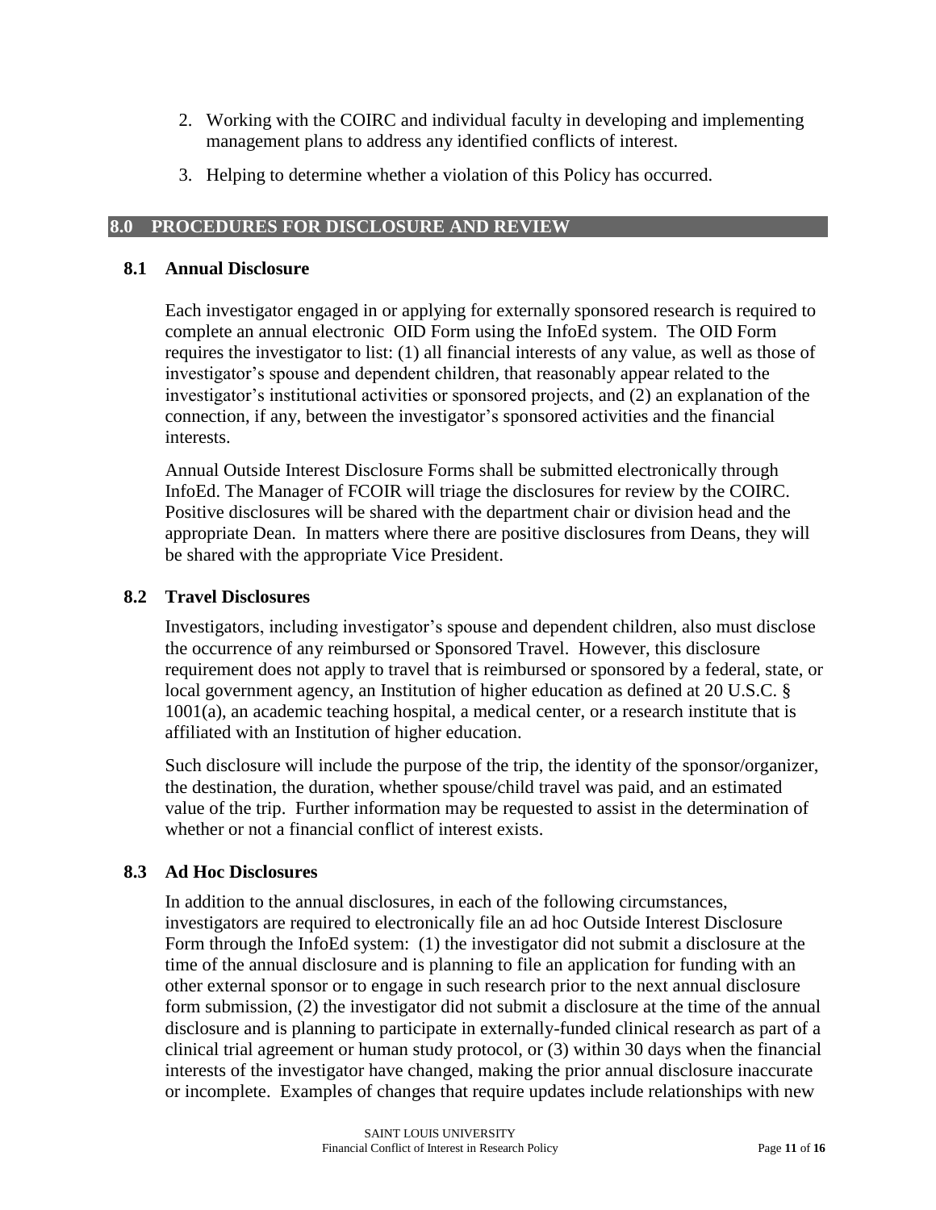2. Working with the COIRC and individual faculty in developing and implementing management plans to address any identified conflicts of interest.
3. Helping to determine whether a violation of this Policy has occurred.

## 8.0 PROCEDURES FOR DISCLOSURE AND REVIEW

### 8.1 Annual Disclosure

Each investigator engaged in or applying for externally sponsored research is required to complete an annual electronic OID Form using the InfoEd system. The OID Form requires the investigator to list: (1) all financial interests of any value, as well as those of investigator's spouse and dependent children, that reasonably appear related to the investigator's institutional activities or sponsored projects, and (2) an explanation of the connection, if any, between the investigator's sponsored activities and the financial interests.

Annual Outside Interest Disclosure Forms shall be submitted electronically through InfoEd. The Manager of FCOIR will triage the disclosures for review by the COIRC. Positive disclosures will be shared with the department chair or division head and the appropriate Dean. In matters where there are positive disclosures from Deans, they will be shared with the appropriate Vice President.

### 8.2 Travel Disclosures

Investigators, including investigator's spouse and dependent children, also must disclose the occurrence of any reimbursed or Sponsored Travel. However, this disclosure requirement does not apply to travel that is reimbursed or sponsored by a federal, state, or local government agency, an Institution of higher education as defined at 20 U.S.C. § 1001(a), an academic teaching hospital, a medical center, or a research institute that is affiliated with an Institution of higher education.

Such disclosure will include the purpose of the trip, the identity of the sponsor/organizer, the destination, the duration, whether spouse/child travel was paid, and an estimated value of the trip. Further information may be requested to assist in the determination of whether or not a financial conflict of interest exists.

### 8.3 Ad Hoc Disclosures

In addition to the annual disclosures, in each of the following circumstances, investigators are required to electronically file an ad hoc Outside Interest Disclosure Form through the InfoEd system: (1) the investigator did not submit a disclosure at the time of the annual disclosure and is planning to file an application for funding with an other external sponsor or to engage in such research prior to the next annual disclosure form submission, (2) the investigator did not submit a disclosure at the time of the annual disclosure and is planning to participate in externally-funded clinical research as part of a clinical trial agreement or human study protocol, or (3) within 30 days when the financial interests of the investigator have changed, making the prior annual disclosure inaccurate or incomplete. Examples of changes that require updates include relationships with new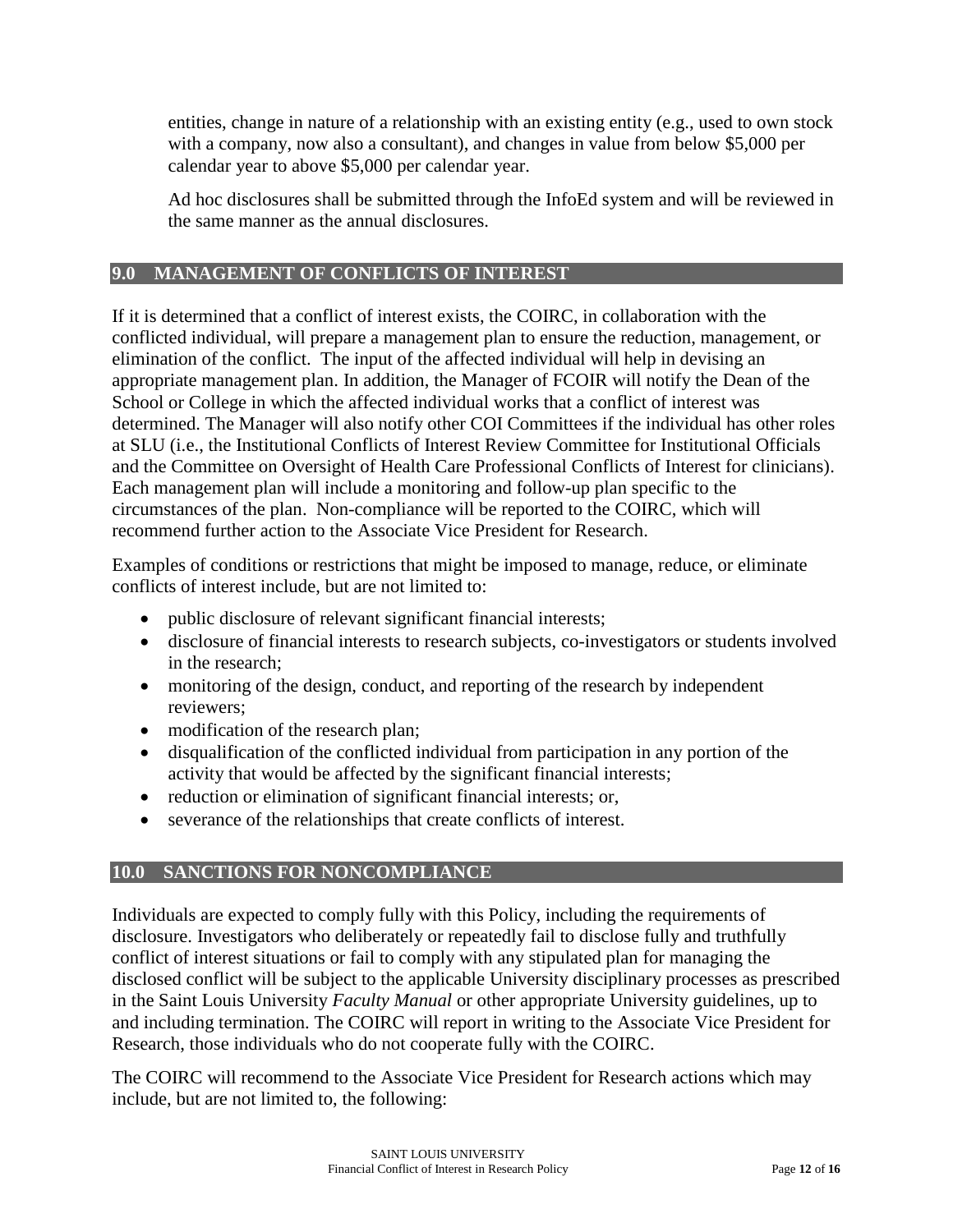entities, change in nature of a relationship with an existing entity (e.g., used to own stock with a company, now also a consultant), and changes in value from below $5,000 per calendar year to above $5,000 per calendar year.

Ad hoc disclosures shall be submitted through the InfoEd system and will be reviewed in the same manner as the annual disclosures.

## 9.0 MANAGEMENT OF CONFLICTS OF INTEREST

If it is determined that a conflict of interest exists, the COIRC, in collaboration with the conflicted individual, will prepare a management plan to ensure the reduction, management, or elimination of the conflict. The input of the affected individual will help in devising an appropriate management plan. In addition, the Manager of FCOIR will notify the Dean of the School or College in which the affected individual works that a conflict of interest was determined. The Manager will also notify other COI Committees if the individual has other roles at SLU (i.e., the Institutional Conflicts of Interest Review Committee for Institutional Officials and the Committee on Oversight of Health Care Professional Conflicts of Interest for clinicians). Each management plan will include a monitoring and follow-up plan specific to the circumstances of the plan. Non-compliance will be reported to the COIRC, which will recommend further action to the Associate Vice President for Research.

Examples of conditions or restrictions that might be imposed to manage, reduce, or eliminate conflicts of interest include, but are not limited to:

- public disclosure of relevant significant financial interests;
- disclosure of financial interests to research subjects, co-investigators or students involved in the research;
- monitoring of the design, conduct, and reporting of the research by independent reviewers;
- modification of the research plan;
- disqualification of the conflicted individual from participation in any portion of the activity that would be affected by the significant financial interests;
- reduction or elimination of significant financial interests; or,
- severance of the relationships that create conflicts of interest.

## 10.0 SANCTIONS FOR NONCOMPLIANCE

Individuals are expected to comply fully with this Policy, including the requirements of disclosure. Investigators who deliberately or repeatedly fail to disclose fully and truthfully conflict of interest situations or fail to comply with any stipulated plan for managing the disclosed conflict will be subject to the applicable University disciplinary processes as prescribed in the Saint Louis University *Faculty Manual* or other appropriate University guidelines, up to and including termination. The COIRC will report in writing to the Associate Vice President for Research, those individuals who do not cooperate fully with the COIRC.

The COIRC will recommend to the Associate Vice President for Research actions which may include, but are not limited to, the following: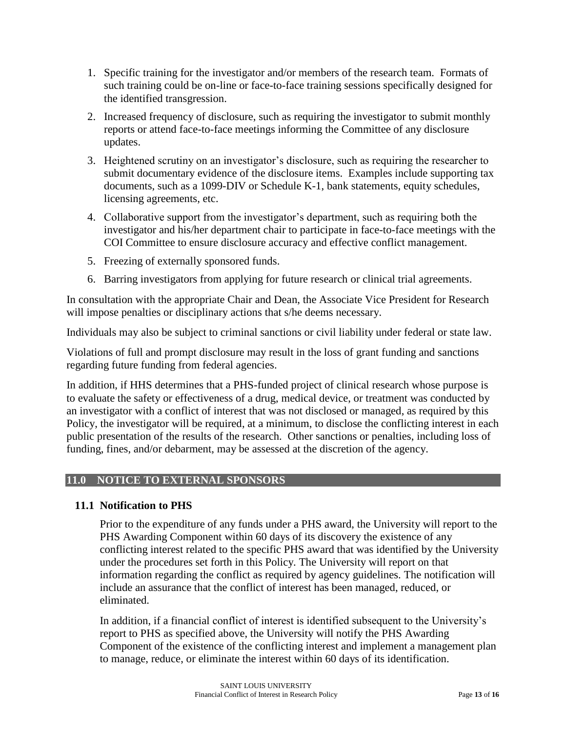1. Specific training for the investigator and/or members of the research team. Formats of such training could be on-line or face-to-face training sessions specifically designed for the identified transgression.
2. Increased frequency of disclosure, such as requiring the investigator to submit monthly reports or attend face-to-face meetings informing the Committee of any disclosure updates.
3. Heightened scrutiny on an investigator's disclosure, such as requiring the researcher to submit documentary evidence of the disclosure items. Examples include supporting tax documents, such as a 1099-DIV or Schedule K-1, bank statements, equity schedules, licensing agreements, etc.
4. Collaborative support from the investigator's department, such as requiring both the investigator and his/her department chair to participate in face-to-face meetings with the COI Committee to ensure disclosure accuracy and effective conflict management.
5. Freezing of externally sponsored funds.
6. Barring investigators from applying for future research or clinical trial agreements.

In consultation with the appropriate Chair and Dean, the Associate Vice President for Research will impose penalties or disciplinary actions that s/he deems necessary.

Individuals may also be subject to criminal sanctions or civil liability under federal or state law.

Violations of full and prompt disclosure may result in the loss of grant funding and sanctions regarding future funding from federal agencies.

In addition, if HHS determines that a PHS-funded project of clinical research whose purpose is to evaluate the safety or effectiveness of a drug, medical device, or treatment was conducted by an investigator with a conflict of interest that was not disclosed or managed, as required by this Policy, the investigator will be required, at a minimum, to disclose the conflicting interest in each public presentation of the results of the research. Other sanctions or penalties, including loss of funding, fines, and/or debarment, may be assessed at the discretion of the agency.

## 11.0 NOTICE TO EXTERNAL SPONSORS

### 11.1 Notification to PHS

Prior to the expenditure of any funds under a PHS award, the University will report to the PHS Awarding Component within 60 days of its discovery the existence of any conflicting interest related to the specific PHS award that was identified by the University under the procedures set forth in this Policy. The University will report on that information regarding the conflict as required by agency guidelines. The notification will include an assurance that the conflict of interest has been managed, reduced, or eliminated.

In addition, if a financial conflict of interest is identified subsequent to the University's report to PHS as specified above, the University will notify the PHS Awarding Component of the existence of the conflicting interest and implement a management plan to manage, reduce, or eliminate the interest within 60 days of its identification.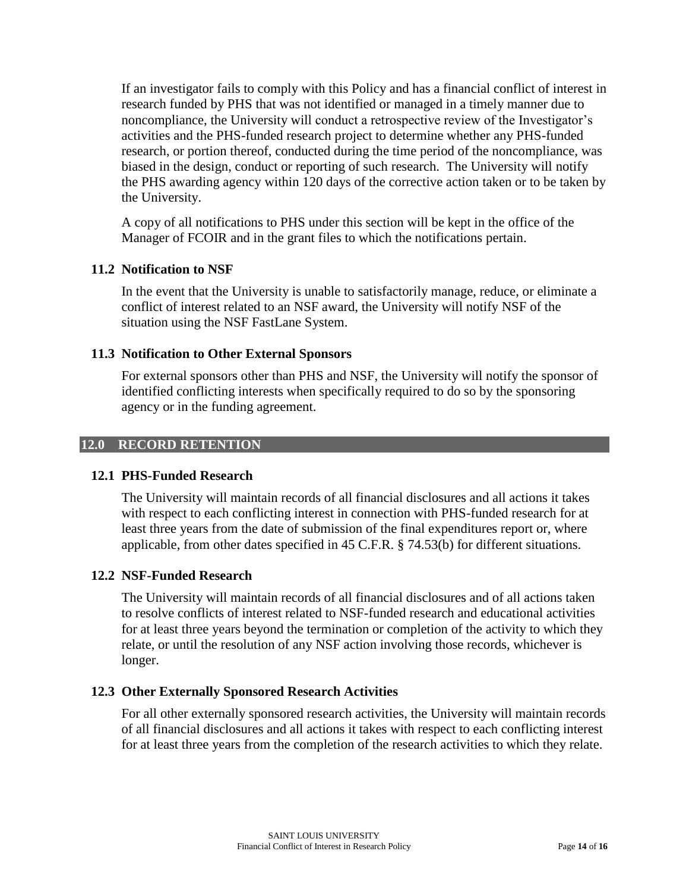If an investigator fails to comply with this Policy and has a financial conflict of interest in research funded by PHS that was not identified or managed in a timely manner due to noncompliance, the University will conduct a retrospective review of the Investigator's activities and the PHS-funded research project to determine whether any PHS-funded research, or portion thereof, conducted during the time period of the noncompliance, was biased in the design, conduct or reporting of such research. The University will notify the PHS awarding agency within 120 days of the corrective action taken or to be taken by the University.

A copy of all notifications to PHS under this section will be kept in the office of the Manager of FCOIR and in the grant files to which the notifications pertain.

### 11.2 Notification to NSF

In the event that the University is unable to satisfactorily manage, reduce, or eliminate a conflict of interest related to an NSF award, the University will notify NSF of the situation using the NSF FastLane System.

### 11.3 Notification to Other External Sponsors

For external sponsors other than PHS and NSF, the University will notify the sponsor of identified conflicting interests when specifically required to do so by the sponsoring agency or in the funding agreement.

## 12.0 RECORD RETENTION

### 12.1 PHS-Funded Research

The University will maintain records of all financial disclosures and all actions it takes with respect to each conflicting interest in connection with PHS-funded research for at least three years from the date of submission of the final expenditures report or, where applicable, from other dates specified in 45 C.F.R. § 74.53(b) for different situations.

### 12.2 NSF-Funded Research

The University will maintain records of all financial disclosures and of all actions taken to resolve conflicts of interest related to NSF-funded research and educational activities for at least three years beyond the termination or completion of the activity to which they relate, or until the resolution of any NSF action involving those records, whichever is longer.

### 12.3 Other Externally Sponsored Research Activities

For all other externally sponsored research activities, the University will maintain records of all financial disclosures and all actions it takes with respect to each conflicting interest for at least three years from the completion of the research activities to which they relate.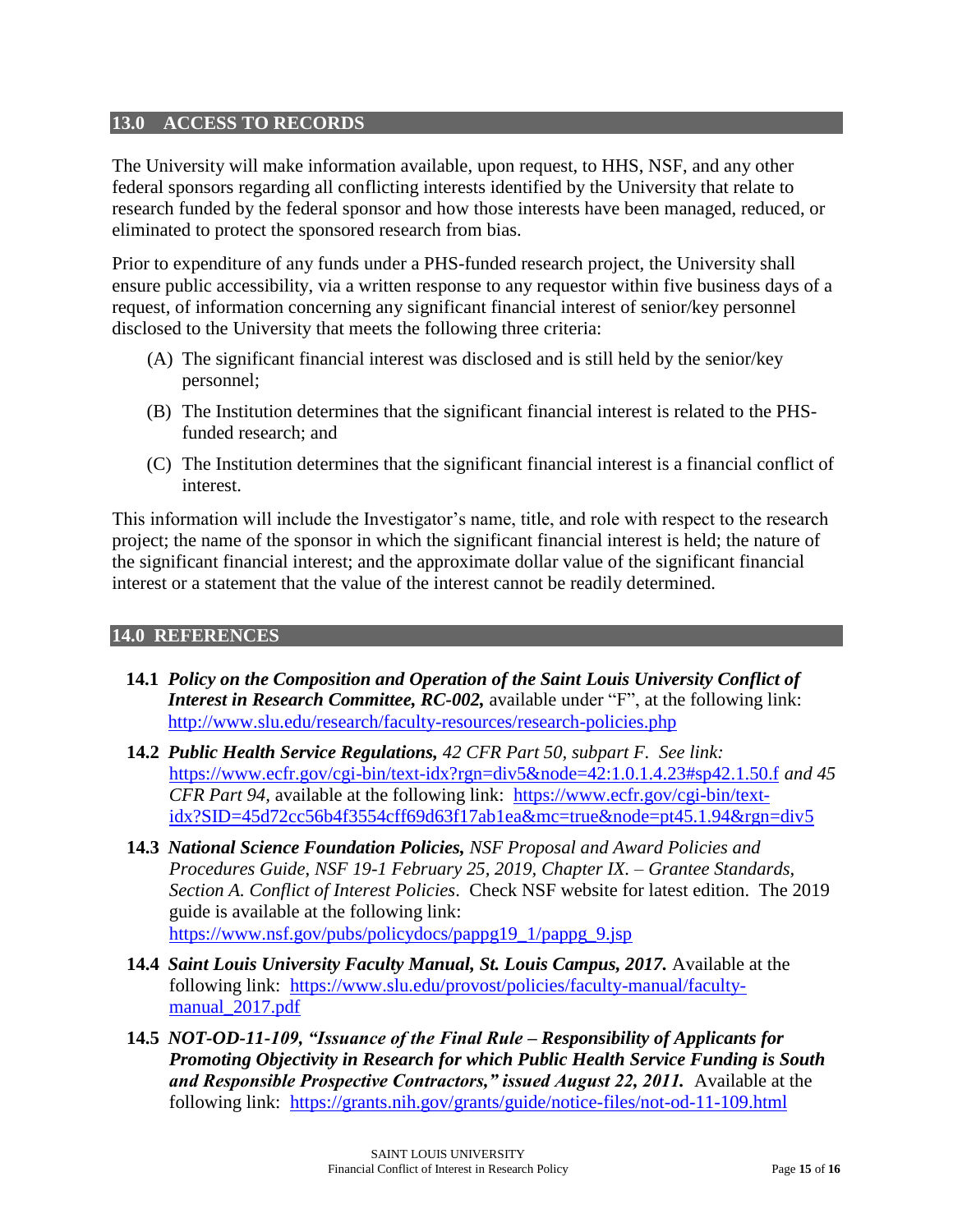## 13.0 ACCESS TO RECORDS

The University will make information available, upon request, to HHS, NSF, and any other federal sponsors regarding all conflicting interests identified by the University that relate to research funded by the federal sponsor and how those interests have been managed, reduced, or eliminated to protect the sponsored research from bias.

Prior to expenditure of any funds under a PHS-funded research project, the University shall ensure public accessibility, via a written response to any requestor within five business days of a request, of information concerning any significant financial interest of senior/key personnel disclosed to the University that meets the following three criteria:

(A) The significant financial interest was disclosed and is still held by the senior/key personnel;

(B) The Institution determines that the significant financial interest is related to the PHS-funded research; and

(C) The Institution determines that the significant financial interest is a financial conflict of interest.

This information will include the Investigator's name, title, and role with respect to the research project; the name of the sponsor in which the significant financial interest is held; the nature of the significant financial interest; and the approximate dollar value of the significant financial interest or a statement that the value of the interest cannot be readily determined.

## 14.0 REFERENCES

**14.1** ***Policy on the Composition and Operation of the Saint Louis University Conflict of Interest in Research Committee, RC-002,*** available under "F", at the following link: http://www.slu.edu/research/faculty-resources/research-policies.php

**14.2** ***Public Health Service Regulations,*** *42 CFR Part 50, subpart F. See link:* https://www.ecfr.gov/cgi-bin/text-idx?rgn=div5&node=42:1.0.1.4.23#sp42.1.50.f *and 45 CFR Part 94,* available at the following link: https://www.ecfr.gov/cgi-bin/text-idx?SID=45d72cc56b4f3554cff69d63f17ab1ea&mc=true&node=pt45.1.94&rgn=div5

**14.3** ***National Science Foundation Policies,*** *NSF Proposal and Award Policies and Procedures Guide, NSF 19-1 February 25, 2019, Chapter IX. – Grantee Standards, Section A. Conflict of Interest Policies*. Check NSF website for latest edition. The 2019 guide is available at the following link: https://www.nsf.gov/pubs/policydocs/pappg19_1/pappg_9.jsp

**14.4** ***Saint Louis University Faculty Manual, St. Louis Campus, 2017.*** Available at the following link: https://www.slu.edu/provost/policies/faculty-manual/faculty-manual_2017.pdf

**14.5** ***NOT-OD-11-109, "Issuance of the Final Rule – Responsibility of Applicants for Promoting Objectivity in Research for which Public Health Service Funding is South and Responsible Prospective Contractors," issued August 22, 2011.*** Available at the following link: https://grants.nih.gov/grants/guide/notice-files/not-od-11-109.html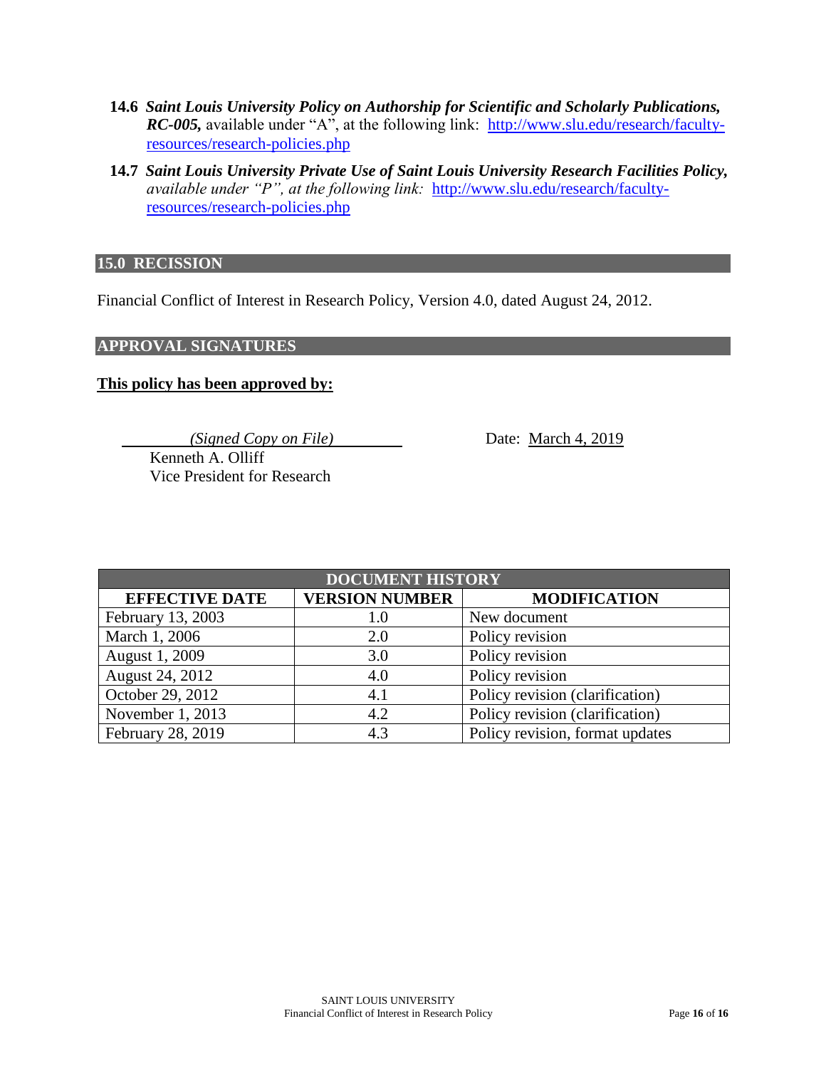**14.6** ***Saint Louis University Policy on Authorship for Scientific and Scholarly Publications, RC-005,*** available under "A", at the following link: http://www.slu.edu/research/faculty-resources/research-policies.php

**14.7** ***Saint Louis University Private Use of Saint Louis University Research Facilities Policy,*** *available under "P", at the following link:* http://www.slu.edu/research/faculty-resources/research-policies.php

## 15.0 RECISSION

Financial Conflict of Interest in Research Policy, Version 4.0, dated August 24, 2012.

## APPROVAL SIGNATURES

**This policy has been approved by:**

*(Signed Copy on File)*
Kenneth A. Olliff
Vice President for Research

Date: March 4, 2019

| DOCUMENT HISTORY | | |
|---|---|---|
| **EFFECTIVE DATE** | **VERSION NUMBER** | **MODIFICATION** |
| February 13, 2003 | 1.0 | New document |
| March 1, 2006 | 2.0 | Policy revision |
| August 1, 2009 | 3.0 | Policy revision |
| August 24, 2012 | 4.0 | Policy revision |
| October 29, 2012 | 4.1 | Policy revision (clarification) |
| November 1, 2013 | 4.2 | Policy revision (clarification) |
| February 28, 2019 | 4.3 | Policy revision, format updates |